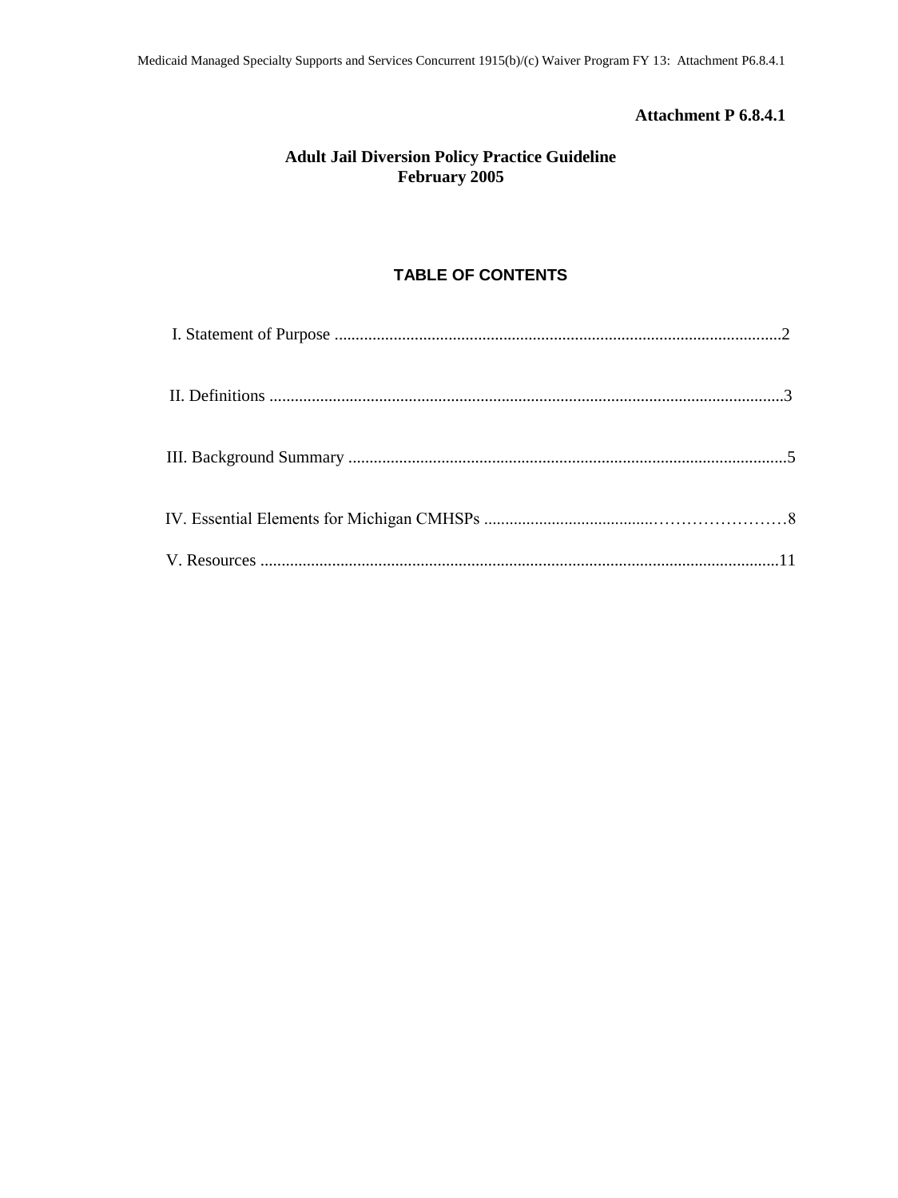**Attachment P 6.8.4.1**

# Adult Jail Diversion Policy Practice Guideline
**February 2005**

## TABLE OF CONTENTS

I. Statement of Purpose ....................................................2

II. Definitions ....................................................3

III. Background Summary ....................................................5

IV. Essential Elements for Michigan CMHSPs ....................................................8

V. Resources ....................................................11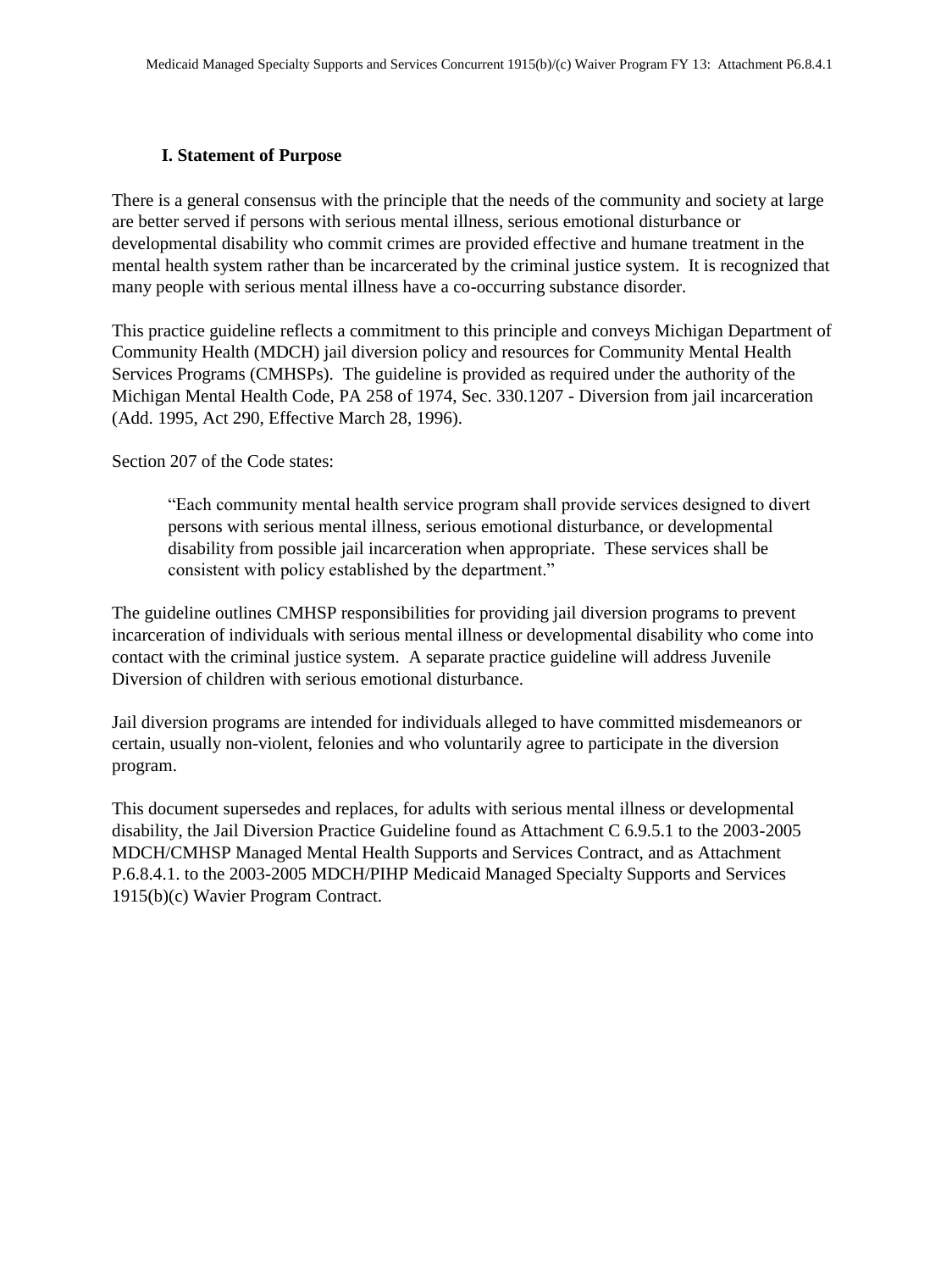## I. Statement of Purpose

There is a general consensus with the principle that the needs of the community and society at large are better served if persons with serious mental illness, serious emotional disturbance or developmental disability who commit crimes are provided effective and humane treatment in the mental health system rather than be incarcerated by the criminal justice system. It is recognized that many people with serious mental illness have a co-occurring substance disorder.

This practice guideline reflects a commitment to this principle and conveys Michigan Department of Community Health (MDCH) jail diversion policy and resources for Community Mental Health Services Programs (CMHSPs). The guideline is provided as required under the authority of the Michigan Mental Health Code, PA 258 of 1974, Sec. 330.1207 - Diversion from jail incarceration (Add. 1995, Act 290, Effective March 28, 1996).

Section 207 of the Code states:

> "Each community mental health service program shall provide services designed to divert persons with serious mental illness, serious emotional disturbance, or developmental disability from possible jail incarceration when appropriate. These services shall be consistent with policy established by the department."

The guideline outlines CMHSP responsibilities for providing jail diversion programs to prevent incarceration of individuals with serious mental illness or developmental disability who come into contact with the criminal justice system. A separate practice guideline will address Juvenile Diversion of children with serious emotional disturbance.

Jail diversion programs are intended for individuals alleged to have committed misdemeanors or certain, usually non-violent, felonies and who voluntarily agree to participate in the diversion program.

This document supersedes and replaces, for adults with serious mental illness or developmental disability, the Jail Diversion Practice Guideline found as Attachment C 6.9.5.1 to the 2003-2005 MDCH/CMHSP Managed Mental Health Supports and Services Contract, and as Attachment P.6.8.4.1. to the 2003-2005 MDCH/PIHP Medicaid Managed Specialty Supports and Services 1915(b)(c) Wavier Program Contract.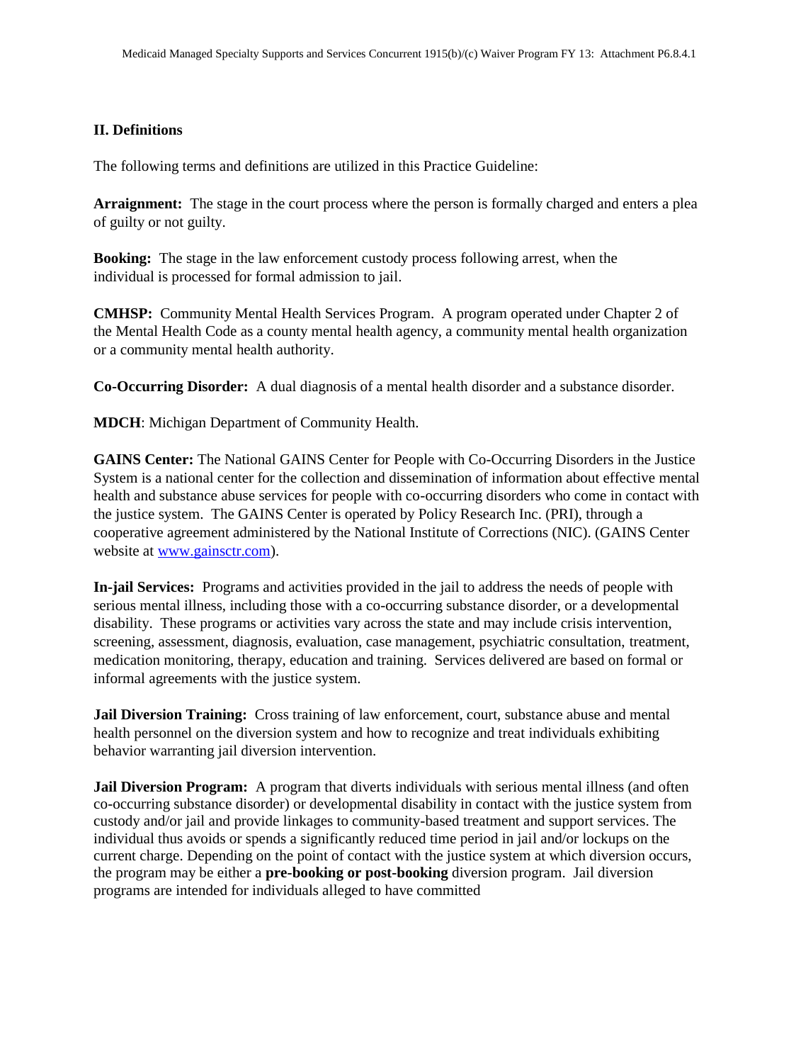## II. Definitions

The following terms and definitions are utilized in this Practice Guideline:

**Arraignment:** The stage in the court process where the person is formally charged and enters a plea of guilty or not guilty.

**Booking:** The stage in the law enforcement custody process following arrest, when the individual is processed for formal admission to jail.

**CMHSP:** Community Mental Health Services Program. A program operated under Chapter 2 of the Mental Health Code as a county mental health agency, a community mental health organization or a community mental health authority.

**Co-Occurring Disorder:** A dual diagnosis of a mental health disorder and a substance disorder.

**MDCH**: Michigan Department of Community Health.

**GAINS Center:** The National GAINS Center for People with Co-Occurring Disorders in the Justice System is a national center for the collection and dissemination of information about effective mental health and substance abuse services for people with co-occurring disorders who come in contact with the justice system. The GAINS Center is operated by Policy Research Inc. (PRI), through a cooperative agreement administered by the National Institute of Corrections (NIC). (GAINS Center website at [www.gainsctr.com](http://www.gainsctr.com)).

**In-jail Services:** Programs and activities provided in the jail to address the needs of people with serious mental illness, including those with a co-occurring substance disorder, or a developmental disability. These programs or activities vary across the state and may include crisis intervention, screening, assessment, diagnosis, evaluation, case management, psychiatric consultation, treatment, medication monitoring, therapy, education and training. Services delivered are based on formal or informal agreements with the justice system.

**Jail Diversion Training:** Cross training of law enforcement, court, substance abuse and mental health personnel on the diversion system and how to recognize and treat individuals exhibiting behavior warranting jail diversion intervention.

**Jail Diversion Program:** A program that diverts individuals with serious mental illness (and often co-occurring substance disorder) or developmental disability in contact with the justice system from custody and/or jail and provide linkages to community-based treatment and support services. The individual thus avoids or spends a significantly reduced time period in jail and/or lockups on the current charge. Depending on the point of contact with the justice system at which diversion occurs, the program may be either a **pre-booking or post-booking** diversion program. Jail diversion programs are intended for individuals alleged to have committed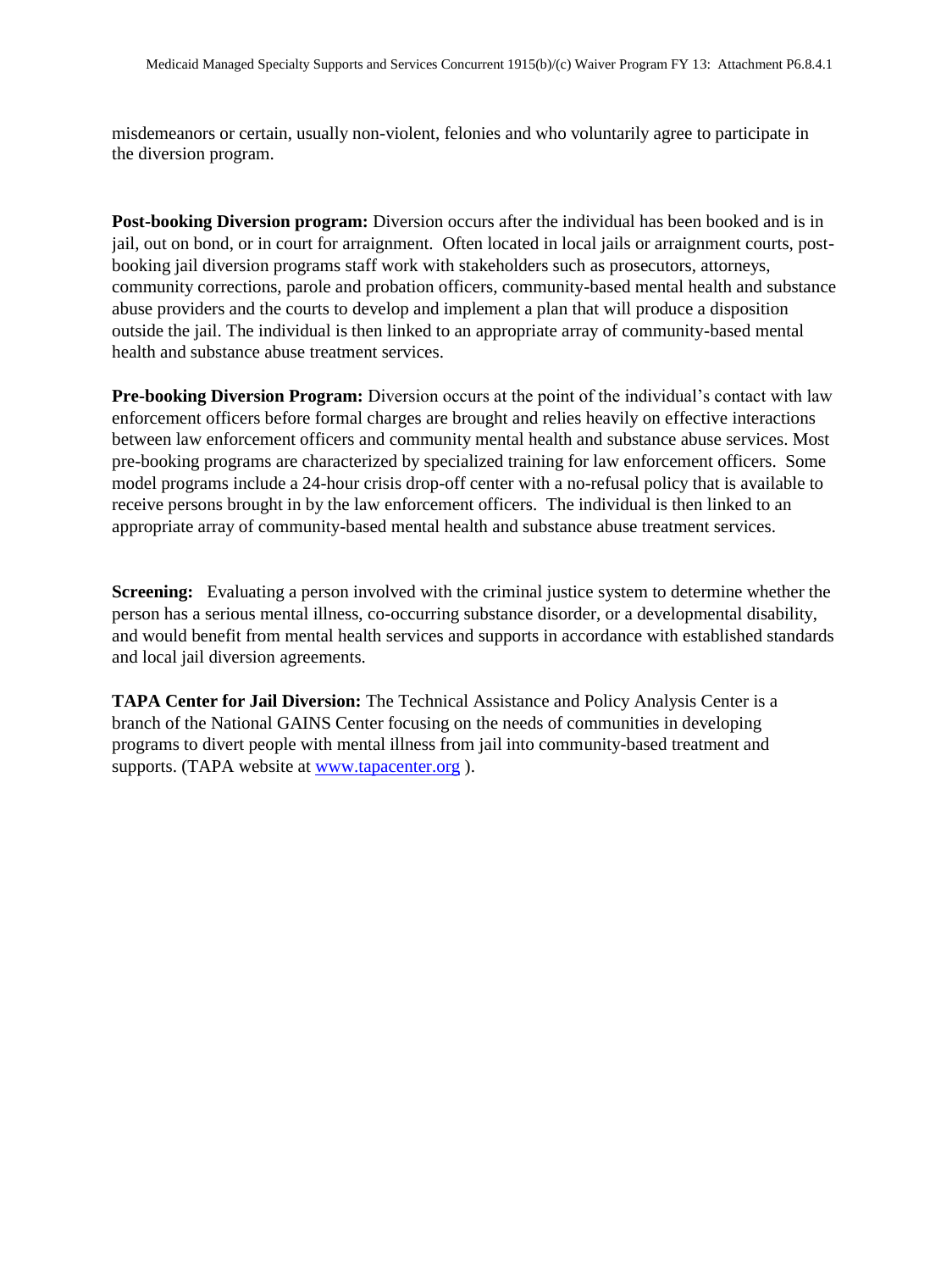misdemeanors or certain, usually non-violent, felonies and who voluntarily agree to participate in the diversion program.

**Post-booking Diversion program:** Diversion occurs after the individual has been booked and is in jail, out on bond, or in court for arraignment. Often located in local jails or arraignment courts, post-booking jail diversion programs staff work with stakeholders such as prosecutors, attorneys, community corrections, parole and probation officers, community-based mental health and substance abuse providers and the courts to develop and implement a plan that will produce a disposition outside the jail. The individual is then linked to an appropriate array of community-based mental health and substance abuse treatment services.

**Pre-booking Diversion Program:** Diversion occurs at the point of the individual's contact with law enforcement officers before formal charges are brought and relies heavily on effective interactions between law enforcement officers and community mental health and substance abuse services. Most pre-booking programs are characterized by specialized training for law enforcement officers. Some model programs include a 24-hour crisis drop-off center with a no-refusal policy that is available to receive persons brought in by the law enforcement officers. The individual is then linked to an appropriate array of community-based mental health and substance abuse treatment services.

**Screening:** Evaluating a person involved with the criminal justice system to determine whether the person has a serious mental illness, co-occurring substance disorder, or a developmental disability, and would benefit from mental health services and supports in accordance with established standards and local jail diversion agreements.

**TAPA Center for Jail Diversion:** The Technical Assistance and Policy Analysis Center is a branch of the National GAINS Center focusing on the needs of communities in developing programs to divert people with mental illness from jail into community-based treatment and supports. (TAPA website at www.tapacenter.org ).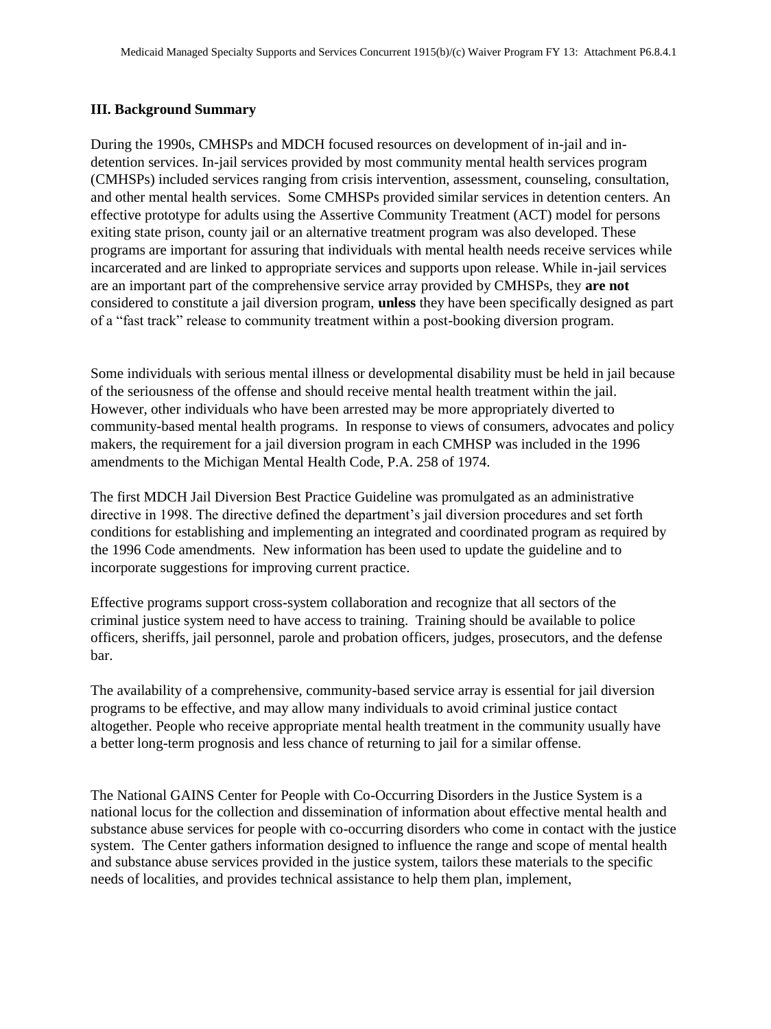### III. Background Summary

During the 1990s, CMHSPs and MDCH focused resources on development of in-jail and in-detention services. In-jail services provided by most community mental health services program (CMHSPs) included services ranging from crisis intervention, assessment, counseling, consultation, and other mental health services. Some CMHSPs provided similar services in detention centers. An effective prototype for adults using the Assertive Community Treatment (ACT) model for persons exiting state prison, county jail or an alternative treatment program was also developed. These programs are important for assuring that individuals with mental health needs receive services while incarcerated and are linked to appropriate services and supports upon release. While in-jail services are an important part of the comprehensive service array provided by CMHSPs, they **are not** considered to constitute a jail diversion program, **unless** they have been specifically designed as part of a "fast track" release to community treatment within a post-booking diversion program.

Some individuals with serious mental illness or developmental disability must be held in jail because of the seriousness of the offense and should receive mental health treatment within the jail. However, other individuals who have been arrested may be more appropriately diverted to community-based mental health programs. In response to views of consumers, advocates and policy makers, the requirement for a jail diversion program in each CMHSP was included in the 1996 amendments to the Michigan Mental Health Code, P.A. 258 of 1974.

The first MDCH Jail Diversion Best Practice Guideline was promulgated as an administrative directive in 1998. The directive defined the department's jail diversion procedures and set forth conditions for establishing and implementing an integrated and coordinated program as required by the 1996 Code amendments. New information has been used to update the guideline and to incorporate suggestions for improving current practice.

Effective programs support cross-system collaboration and recognize that all sectors of the criminal justice system need to have access to training. Training should be available to police officers, sheriffs, jail personnel, parole and probation officers, judges, prosecutors, and the defense bar.

The availability of a comprehensive, community-based service array is essential for jail diversion programs to be effective, and may allow many individuals to avoid criminal justice contact altogether. People who receive appropriate mental health treatment in the community usually have a better long-term prognosis and less chance of returning to jail for a similar offense.

The National GAINS Center for People with Co-Occurring Disorders in the Justice System is a national locus for the collection and dissemination of information about effective mental health and substance abuse services for people with co-occurring disorders who come in contact with the justice system. The Center gathers information designed to influence the range and scope of mental health and substance abuse services provided in the justice system, tailors these materials to the specific needs of localities, and provides technical assistance to help them plan, implement,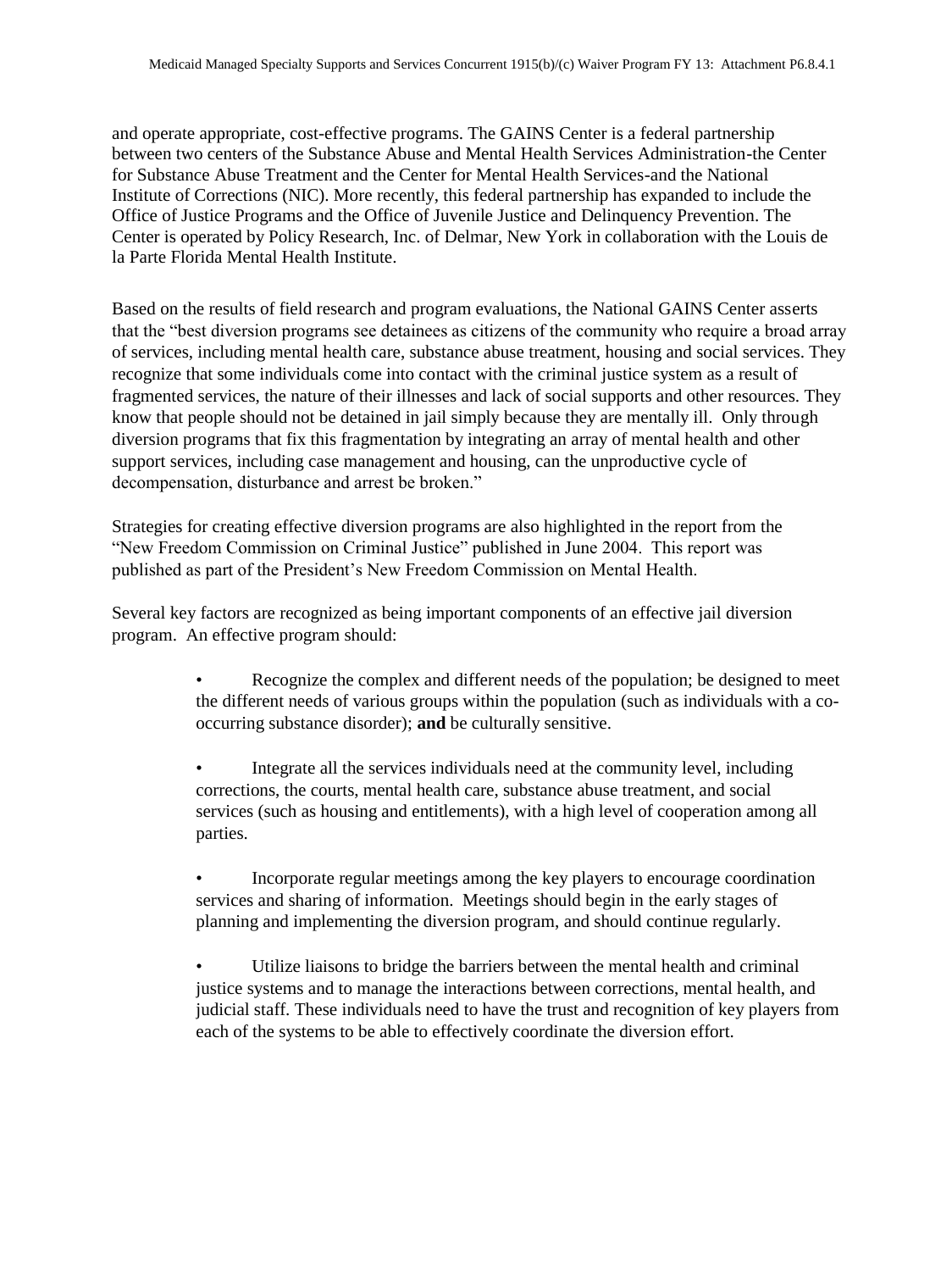and operate appropriate, cost-effective programs. The GAINS Center is a federal partnership between two centers of the Substance Abuse and Mental Health Services Administration-the Center for Substance Abuse Treatment and the Center for Mental Health Services-and the National Institute of Corrections (NIC). More recently, this federal partnership has expanded to include the Office of Justice Programs and the Office of Juvenile Justice and Delinquency Prevention. The Center is operated by Policy Research, Inc. of Delmar, New York in collaboration with the Louis de la Parte Florida Mental Health Institute.

Based on the results of field research and program evaluations, the National GAINS Center asserts that the "best diversion programs see detainees as citizens of the community who require a broad array of services, including mental health care, substance abuse treatment, housing and social services. They recognize that some individuals come into contact with the criminal justice system as a result of fragmented services, the nature of their illnesses and lack of social supports and other resources. They know that people should not be detained in jail simply because they are mentally ill. Only through diversion programs that fix this fragmentation by integrating an array of mental health and other support services, including case management and housing, can the unproductive cycle of decompensation, disturbance and arrest be broken."

Strategies for creating effective diversion programs are also highlighted in the report from the "New Freedom Commission on Criminal Justice" published in June 2004. This report was published as part of the President's New Freedom Commission on Mental Health.

Several key factors are recognized as being important components of an effective jail diversion program. An effective program should:

- Recognize the complex and different needs of the population; be designed to meet the different needs of various groups within the population (such as individuals with a co-occurring substance disorder); **and** be culturally sensitive.

- Integrate all the services individuals need at the community level, including corrections, the courts, mental health care, substance abuse treatment, and social services (such as housing and entitlements), with a high level of cooperation among all parties.

- Incorporate regular meetings among the key players to encourage coordination services and sharing of information. Meetings should begin in the early stages of planning and implementing the diversion program, and should continue regularly.

- Utilize liaisons to bridge the barriers between the mental health and criminal justice systems and to manage the interactions between corrections, mental health, and judicial staff. These individuals need to have the trust and recognition of key players from each of the systems to be able to effectively coordinate the diversion effort.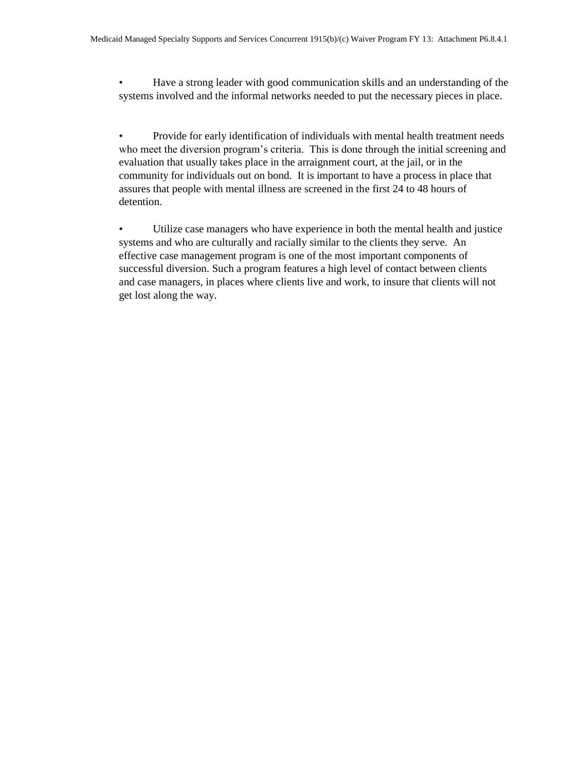- Have a strong leader with good communication skills and an understanding of the systems involved and the informal networks needed to put the necessary pieces in place.

- Provide for early identification of individuals with mental health treatment needs who meet the diversion program's criteria. This is done through the initial screening and evaluation that usually takes place in the arraignment court, at the jail, or in the community for individuals out on bond. It is important to have a process in place that assures that people with mental illness are screened in the first 24 to 48 hours of detention.

- Utilize case managers who have experience in both the mental health and justice systems and who are culturally and racially similar to the clients they serve. An effective case management program is one of the most important components of successful diversion. Such a program features a high level of contact between clients and case managers, in places where clients live and work, to insure that clients will not get lost along the way.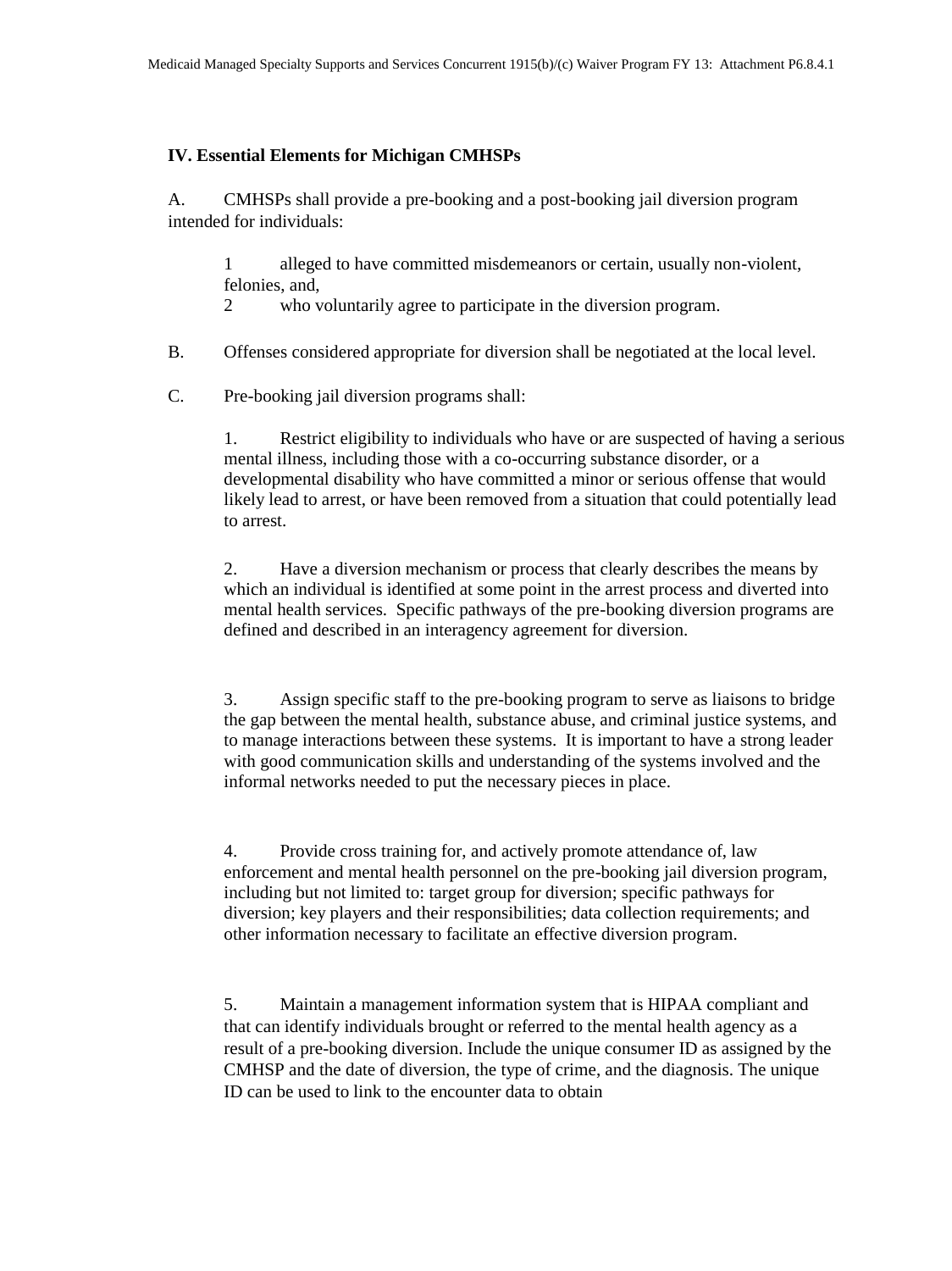### IV. Essential Elements for Michigan CMHSPs

A. CMHSPs shall provide a pre-booking and a post-booking jail diversion program intended for individuals:

1 alleged to have committed misdemeanors or certain, usually non-violent, felonies, and,
2 who voluntarily agree to participate in the diversion program.

B. Offenses considered appropriate for diversion shall be negotiated at the local level.

C. Pre-booking jail diversion programs shall:

1. Restrict eligibility to individuals who have or are suspected of having a serious mental illness, including those with a co-occurring substance disorder, or a developmental disability who have committed a minor or serious offense that would likely lead to arrest, or have been removed from a situation that could potentially lead to arrest.

2. Have a diversion mechanism or process that clearly describes the means by which an individual is identified at some point in the arrest process and diverted into mental health services. Specific pathways of the pre-booking diversion programs are defined and described in an interagency agreement for diversion.

3. Assign specific staff to the pre-booking program to serve as liaisons to bridge the gap between the mental health, substance abuse, and criminal justice systems, and to manage interactions between these systems. It is important to have a strong leader with good communication skills and understanding of the systems involved and the informal networks needed to put the necessary pieces in place.

4. Provide cross training for, and actively promote attendance of, law enforcement and mental health personnel on the pre-booking jail diversion program, including but not limited to: target group for diversion; specific pathways for diversion; key players and their responsibilities; data collection requirements; and other information necessary to facilitate an effective diversion program.

5. Maintain a management information system that is HIPAA compliant and that can identify individuals brought or referred to the mental health agency as a result of a pre-booking diversion. Include the unique consumer ID as assigned by the CMHSP and the date of diversion, the type of crime, and the diagnosis. The unique ID can be used to link to the encounter data to obtain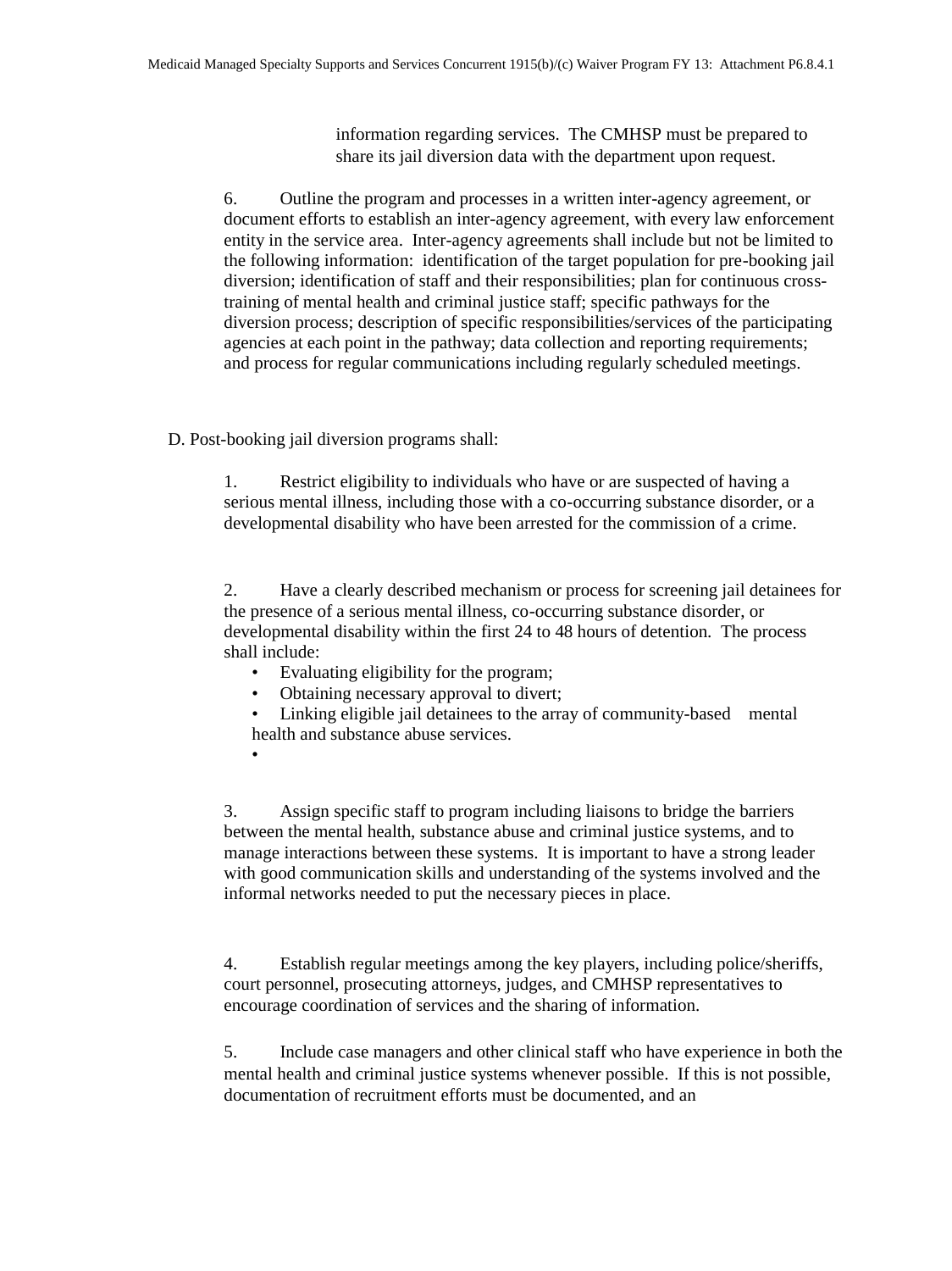information regarding services. The CMHSP must be prepared to share its jail diversion data with the department upon request.

6. Outline the program and processes in a written inter-agency agreement, or document efforts to establish an inter-agency agreement, with every law enforcement entity in the service area. Inter-agency agreements shall include but not be limited to the following information: identification of the target population for pre-booking jail diversion; identification of staff and their responsibilities; plan for continuous cross-training of mental health and criminal justice staff; specific pathways for the diversion process; description of specific responsibilities/services of the participating agencies at each point in the pathway; data collection and reporting requirements; and process for regular communications including regularly scheduled meetings.

D. Post-booking jail diversion programs shall:

1. Restrict eligibility to individuals who have or are suspected of having a serious mental illness, including those with a co-occurring substance disorder, or a developmental disability who have been arrested for the commission of a crime.

2. Have a clearly described mechanism or process for screening jail detainees for the presence of a serious mental illness, co-occurring substance disorder, or developmental disability within the first 24 to 48 hours of detention. The process shall include:

- Evaluating eligibility for the program;
- Obtaining necessary approval to divert;
- Linking eligible jail detainees to the array of community-based mental health and substance abuse services.
-

3. Assign specific staff to program including liaisons to bridge the barriers between the mental health, substance abuse and criminal justice systems, and to manage interactions between these systems. It is important to have a strong leader with good communication skills and understanding of the systems involved and the informal networks needed to put the necessary pieces in place.

4. Establish regular meetings among the key players, including police/sheriffs, court personnel, prosecuting attorneys, judges, and CMHSP representatives to encourage coordination of services and the sharing of information.

5. Include case managers and other clinical staff who have experience in both the mental health and criminal justice systems whenever possible. If this is not possible, documentation of recruitment efforts must be documented, and an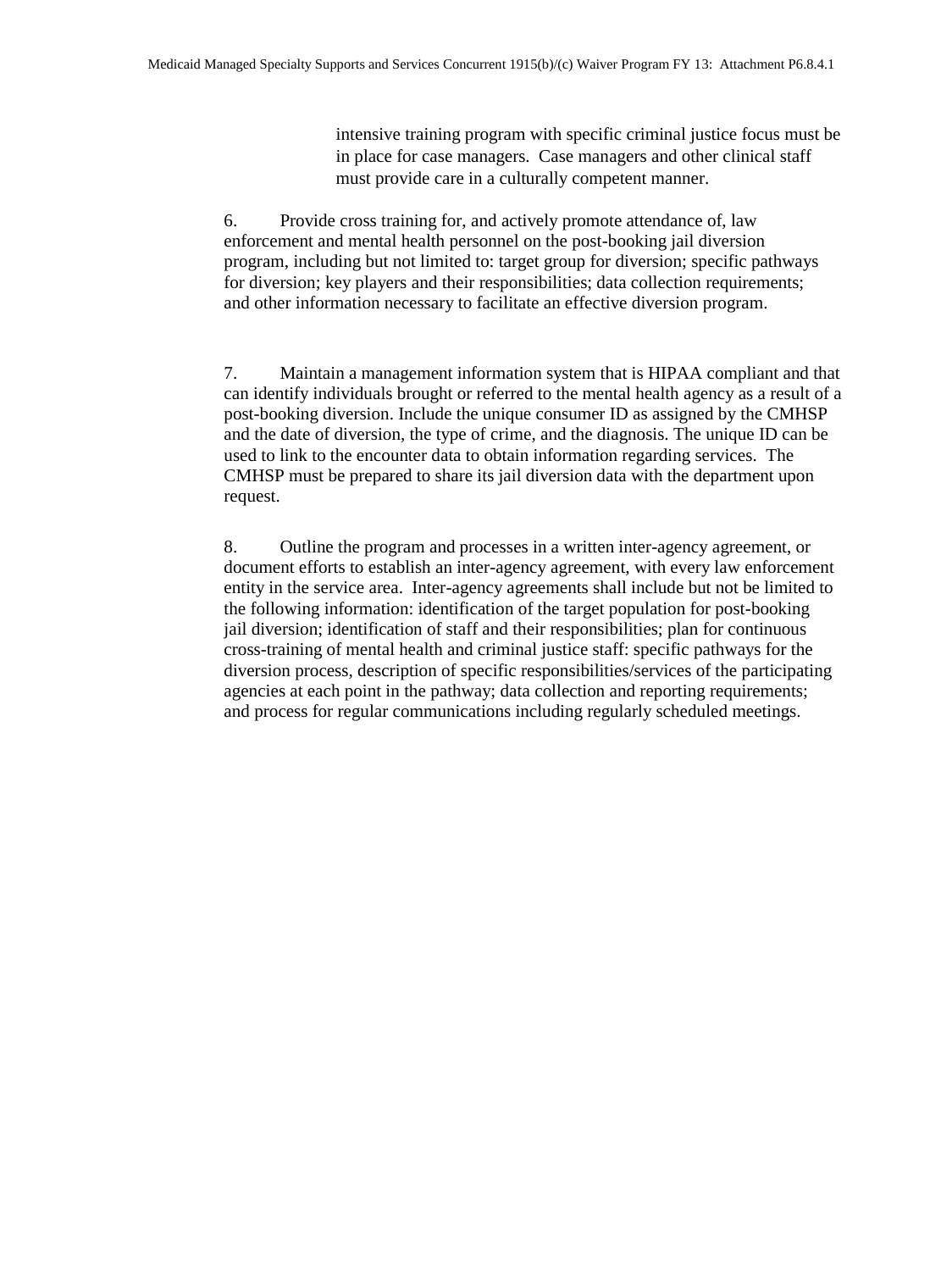intensive training program with specific criminal justice focus must be in place for case managers. Case managers and other clinical staff must provide care in a culturally competent manner.

6. Provide cross training for, and actively promote attendance of, law enforcement and mental health personnel on the post-booking jail diversion program, including but not limited to: target group for diversion; specific pathways for diversion; key players and their responsibilities; data collection requirements; and other information necessary to facilitate an effective diversion program.

7. Maintain a management information system that is HIPAA compliant and that can identify individuals brought or referred to the mental health agency as a result of a post-booking diversion. Include the unique consumer ID as assigned by the CMHSP and the date of diversion, the type of crime, and the diagnosis. The unique ID can be used to link to the encounter data to obtain information regarding services. The CMHSP must be prepared to share its jail diversion data with the department upon request.

8. Outline the program and processes in a written inter-agency agreement, or document efforts to establish an inter-agency agreement, with every law enforcement entity in the service area. Inter-agency agreements shall include but not be limited to the following information: identification of the target population for post-booking jail diversion; identification of staff and their responsibilities; plan for continuous cross-training of mental health and criminal justice staff: specific pathways for the diversion process, description of specific responsibilities/services of the participating agencies at each point in the pathway; data collection and reporting requirements; and process for regular communications including regularly scheduled meetings.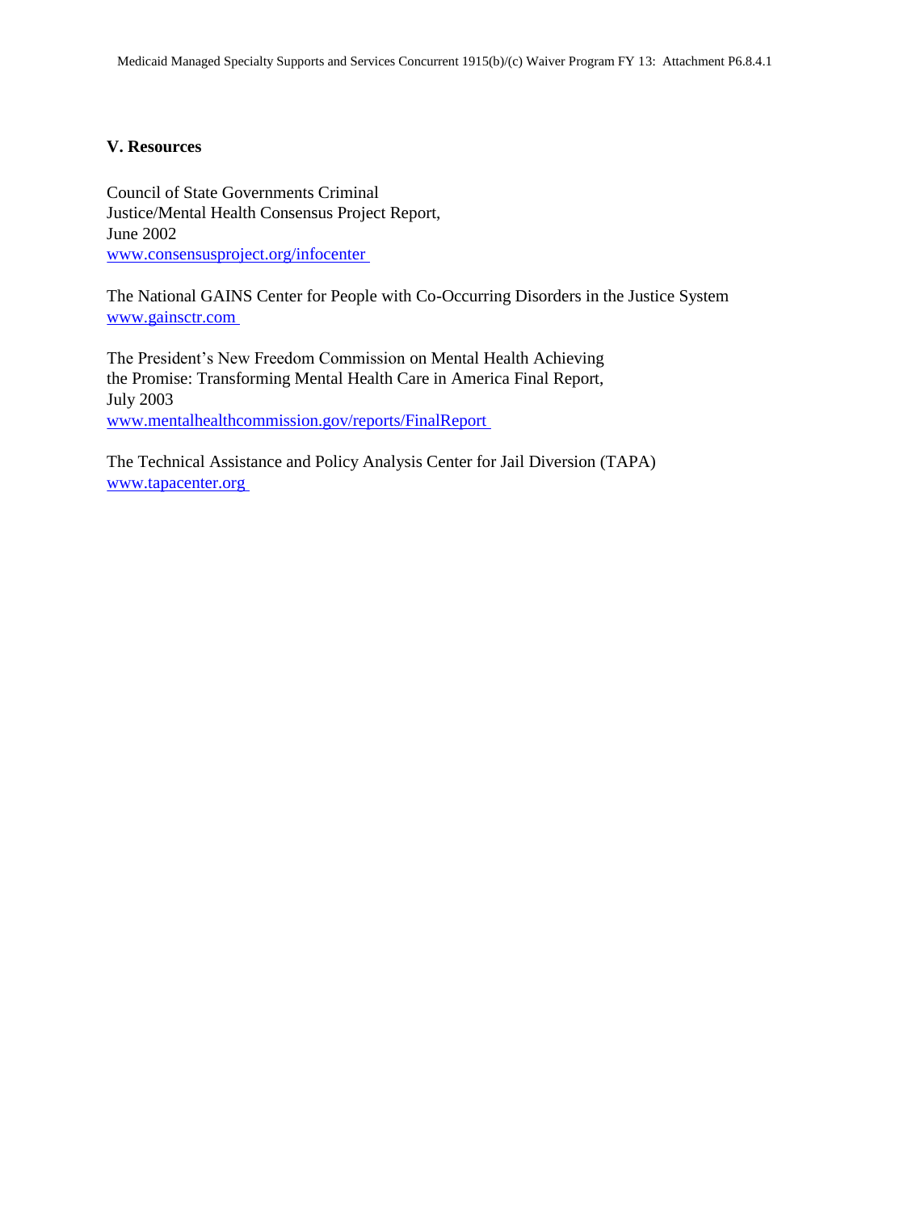## V. Resources

Council of State Governments Criminal
Justice/Mental Health Consensus Project Report,
June 2002
www.consensusproject.org/infocenter

The National GAINS Center for People with Co-Occurring Disorders in the Justice System
www.gainsctr.com

The President's New Freedom Commission on Mental Health Achieving
the Promise: Transforming Mental Health Care in America Final Report,
July 2003
www.mentalhealthcommission.gov/reports/FinalReport

The Technical Assistance and Policy Analysis Center for Jail Diversion (TAPA)
www.tapacenter.org